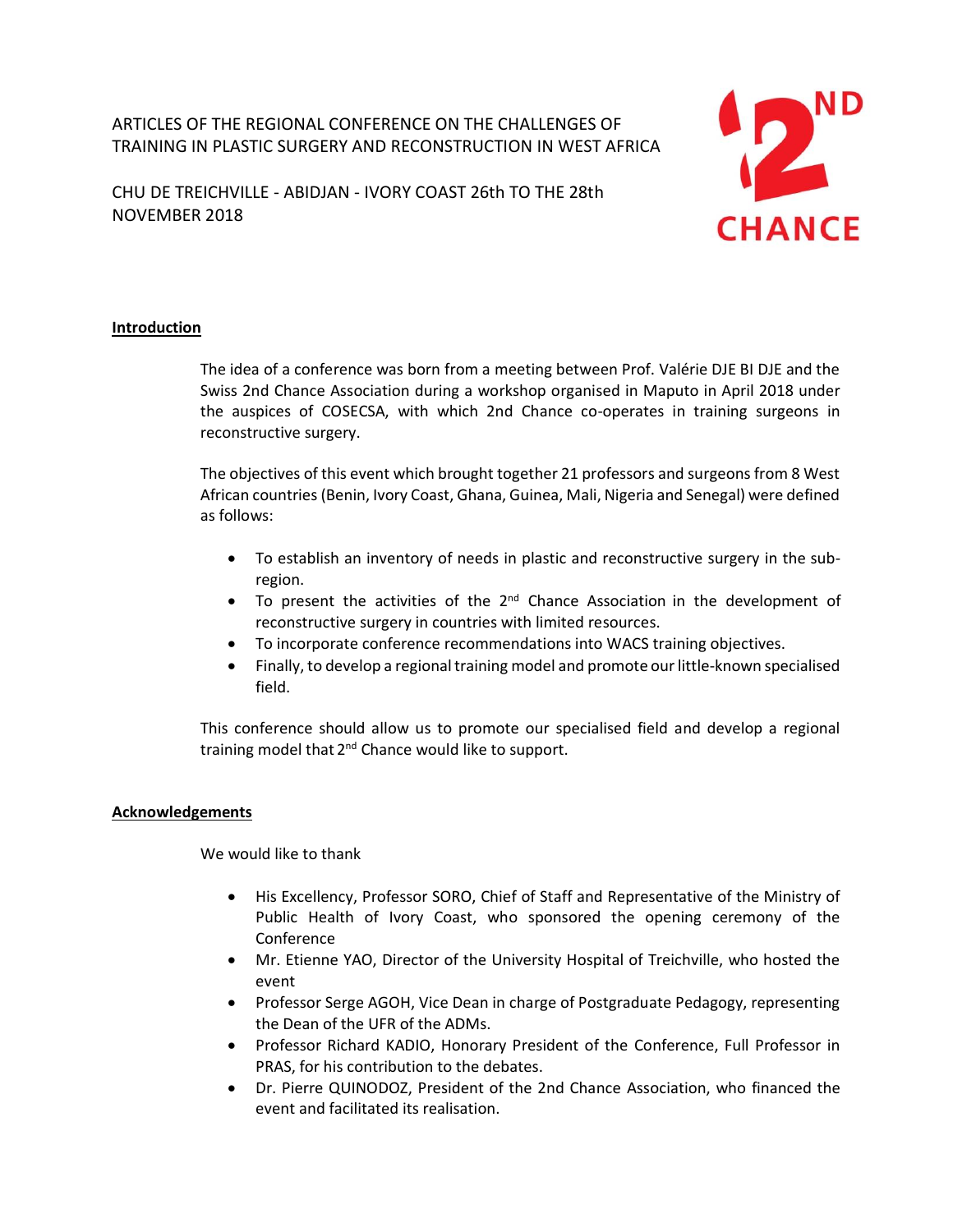# ARTICLES OF THE REGIONAL CONFERENCE ON THE CHALLENGES OF TRAINING IN PLASTIC SURGERY AND RECONSTRUCTION IN WEST AFRICA

CHU DE TREICHVILLE - ABIDJAN - IVORY COAST 26th TO THE 28th NOVEMBER 2018

## Introduction

The idea of a conference was born from a meeting between Prof. Valérie DJE BI DJE and the Swiss 2nd Chance Association during a workshop organised in Maputo in April 2018 under the auspices of COSECSA, with which 2nd Chance co-operates in training surgeons in reconstructive surgery.

The objectives of this event which brought together 21 professors and surgeons from 8 West African countries (Benin, Ivory Coast, Ghana, Guinea, Mali, Nigeria and Senegal) were defined as follows:

- To establish an inventory of needs in plastic and reconstructive surgery in the sub-region.
- To present the activities of the 2nd Chance Association in the development of reconstructive surgery in countries with limited resources.
- To incorporate conference recommendations into WACS training objectives.
- Finally, to develop a regional training model and promote our little-known specialised field.

This conference should allow us to promote our specialised field and develop a regional training model that 2nd Chance would like to support.

## Acknowledgements

We would like to thank

- His Excellency, Professor SORO, Chief of Staff and Representative of the Ministry of Public Health of Ivory Coast, who sponsored the opening ceremony of the Conference
- Mr. Etienne YAO, Director of the University Hospital of Treichville, who hosted the event
- Professor Serge AGOH, Vice Dean in charge of Postgraduate Pedagogy, representing the Dean of the UFR of the ADMs.
- Professor Richard KADIO, Honorary President of the Conference, Full Professor in PRAS, for his contribution to the debates.
- Dr. Pierre QUINODOZ, President of the 2nd Chance Association, who financed the event and facilitated its realisation.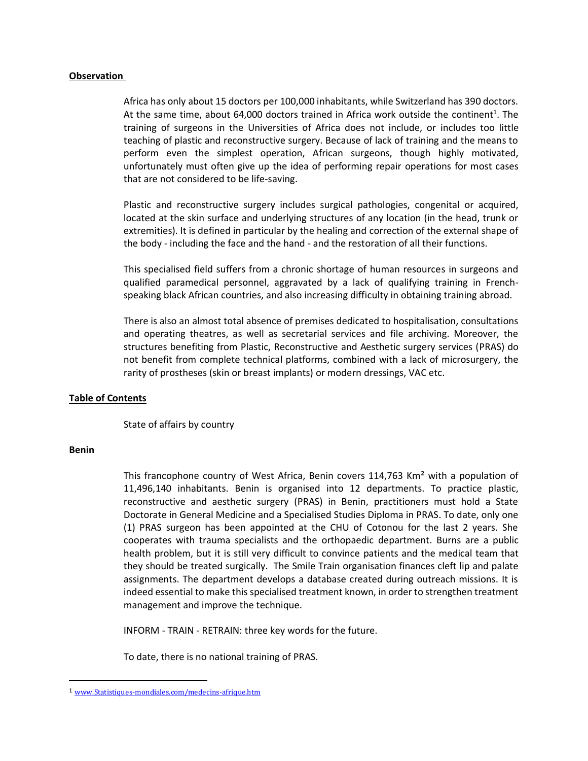**Observation**

Africa has only about 15 doctors per 100,000 inhabitants, while Switzerland has 390 doctors. At the same time, about 64,000 doctors trained in Africa work outside the continent[1]. The training of surgeons in the Universities of Africa does not include, or includes too little teaching of plastic and reconstructive surgery. Because of lack of training and the means to perform even the simplest operation, African surgeons, though highly motivated, unfortunately must often give up the idea of performing repair operations for most cases that are not considered to be life-saving.

Plastic and reconstructive surgery includes surgical pathologies, congenital or acquired, located at the skin surface and underlying structures of any location (in the head, trunk or extremities). It is defined in particular by the healing and correction of the external shape of the body - including the face and the hand - and the restoration of all their functions.

This specialised field suffers from a chronic shortage of human resources in surgeons and qualified paramedical personnel, aggravated by a lack of qualifying training in French-speaking black African countries, and also increasing difficulty in obtaining training abroad.

There is also an almost total absence of premises dedicated to hospitalisation, consultations and operating theatres, as well as secretarial services and file archiving. Moreover, the structures benefiting from Plastic, Reconstructive and Aesthetic surgery services (PRAS) do not benefit from complete technical platforms, combined with a lack of microsurgery, the rarity of prostheses (skin or breast implants) or modern dressings, VAC etc.

**Table of Contents**

State of affairs by country

**Benin**

This francophone country of West Africa, Benin covers 114,763 Km² with a population of 11,496,140 inhabitants. Benin is organised into 12 departments. To practice plastic, reconstructive and aesthetic surgery (PRAS) in Benin, practitioners must hold a State Doctorate in General Medicine and a Specialised Studies Diploma in PRAS. To date, only one (1) PRAS surgeon has been appointed at the CHU of Cotonou for the last 2 years. She cooperates with trauma specialists and the orthopaedic department. Burns are a public health problem, but it is still very difficult to convince patients and the medical team that they should be treated surgically. The Smile Train organisation finances cleft lip and palate assignments. The department develops a database created during outreach missions. It is indeed essential to make this specialised treatment known, in order to strengthen treatment management and improve the technique.

INFORM - TRAIN - RETRAIN: three key words for the future.

To date, there is no national training of PRAS.

---

[1] www.Statistiques-mondiales.com/medecins-afrique.htm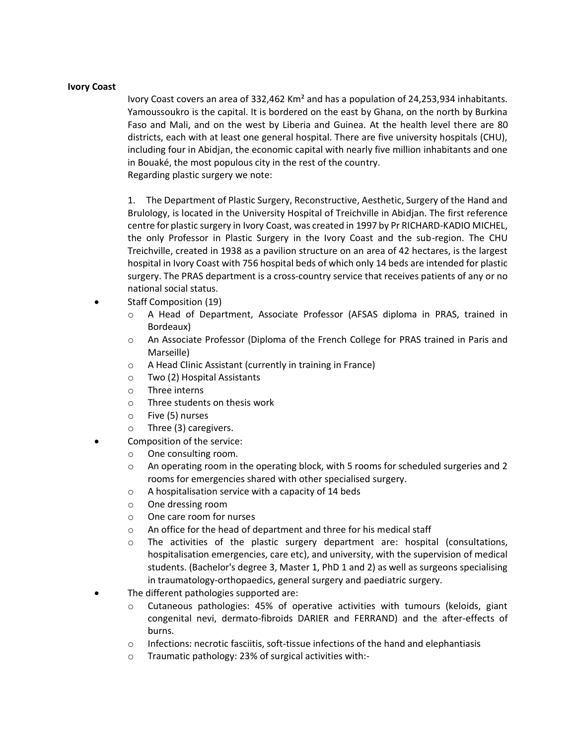**Ivory Coast**

Ivory Coast covers an area of 332,462 Km² and has a population of 24,253,934 inhabitants. Yamoussoukro is the capital. It is bordered on the east by Ghana, on the north by Burkina Faso and Mali, and on the west by Liberia and Guinea. At the health level there are 80 districts, each with at least one general hospital. There are five university hospitals (CHU), including four in Abidjan, the economic capital with nearly five million inhabitants and one in Bouaké, the most populous city in the rest of the country.
Regarding plastic surgery we note:

1. The Department of Plastic Surgery, Reconstructive, Aesthetic, Surgery of the Hand and Brulology, is located in the University Hospital of Treichville in Abidjan. The first reference centre for plastic surgery in Ivory Coast, was created in 1997 by Pr RICHARD-KADIO MICHEL, the only Professor in Plastic Surgery in the Ivory Coast and the sub-region. The CHU Treichville, created in 1938 as a pavilion structure on an area of 42 hectares, is the largest hospital in Ivory Coast with 756 hospital beds of which only 14 beds are intended for plastic surgery. The PRAS department is a cross-country service that receives patients of any or no national social status.

- Staff Composition (19)
  - A Head of Department, Associate Professor (AFSAS diploma in PRAS, trained in Bordeaux)
  - An Associate Professor (Diploma of the French College for PRAS trained in Paris and Marseille)
  - A Head Clinic Assistant (currently in training in France)
  - Two (2) Hospital Assistants
  - Three interns
  - Three students on thesis work
  - Five (5) nurses
  - Three (3) caregivers.
- Composition of the service:
  - One consulting room.
  - An operating room in the operating block, with 5 rooms for scheduled surgeries and 2 rooms for emergencies shared with other specialised surgery.
  - A hospitalisation service with a capacity of 14 beds
  - One dressing room
  - One care room for nurses
  - An office for the head of department and three for his medical staff
  - The activities of the plastic surgery department are: hospital (consultations, hospitalisation emergencies, care etc), and university, with the supervision of medical students. (Bachelor's degree 3, Master 1, PhD 1 and 2) as well as surgeons specialising in traumatology-orthopaedics, general surgery and paediatric surgery.
- The different pathologies supported are:
  - Cutaneous pathologies: 45% of operative activities with tumours (keloids, giant congenital nevi, dermato-fibroids DARIER and FERRAND) and the after-effects of burns.
  - Infections: necrotic fasciitis, soft-tissue infections of the hand and elephantiasis
  - Traumatic pathology: 23% of surgical activities with:-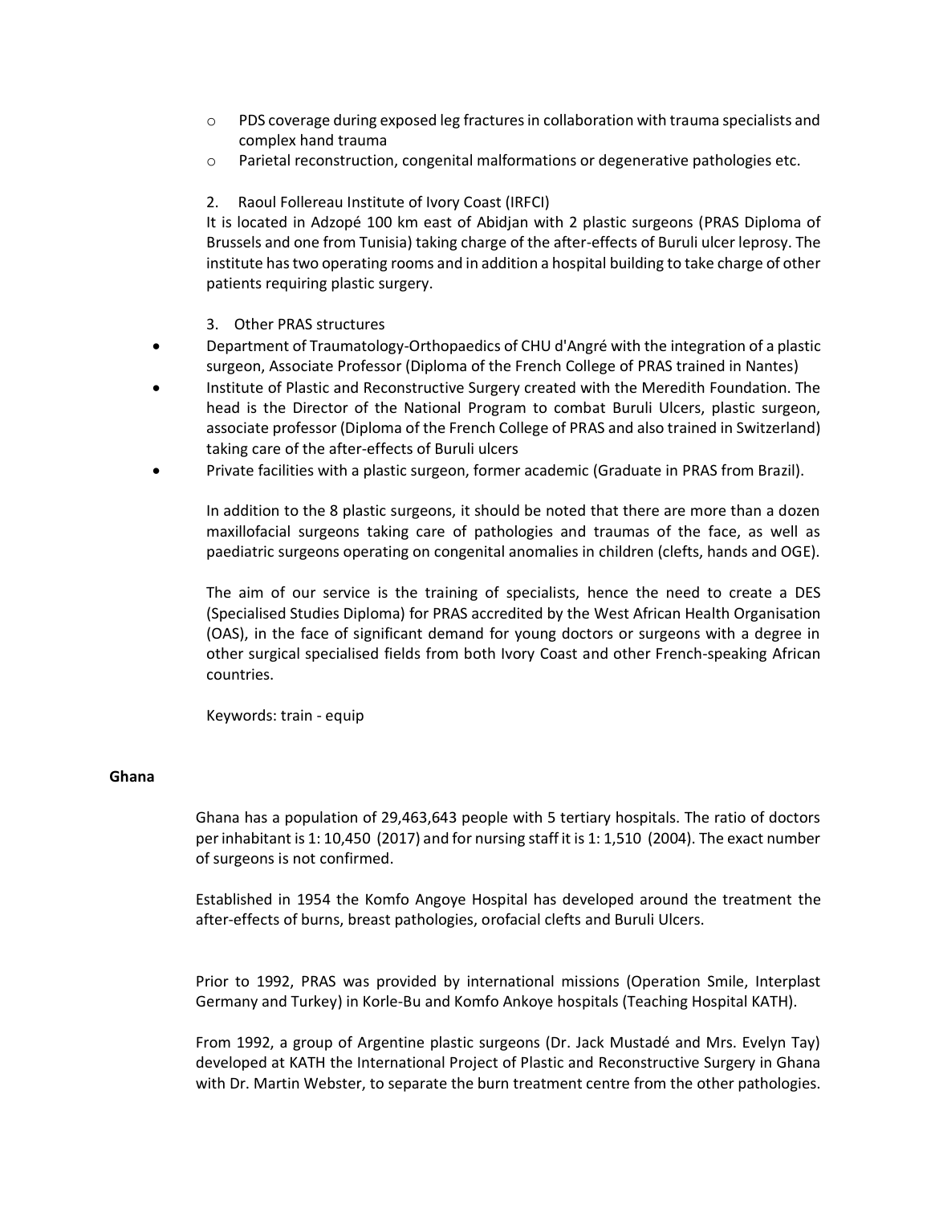- PDS coverage during exposed leg fractures in collaboration with trauma specialists and complex hand trauma
- Parietal reconstruction, congenital malformations or degenerative pathologies etc.

2. Raoul Follereau Institute of Ivory Coast (IRFCI)

It is located in Adzopé 100 km east of Abidjan with 2 plastic surgeons (PRAS Diploma of Brussels and one from Tunisia) taking charge of the after-effects of Buruli ulcer leprosy. The institute has two operating rooms and in addition a hospital building to take charge of other patients requiring plastic surgery.

3. Other PRAS structures

- Department of Traumatology-Orthopaedics of CHU d'Angré with the integration of a plastic surgeon, Associate Professor (Diploma of the French College of PRAS trained in Nantes)
- Institute of Plastic and Reconstructive Surgery created with the Meredith Foundation. The head is the Director of the National Program to combat Buruli Ulcers, plastic surgeon, associate professor (Diploma of the French College of PRAS and also trained in Switzerland) taking care of the after-effects of Buruli ulcers
- Private facilities with a plastic surgeon, former academic (Graduate in PRAS from Brazil).

In addition to the 8 plastic surgeons, it should be noted that there are more than a dozen maxillofacial surgeons taking care of pathologies and traumas of the face, as well as paediatric surgeons operating on congenital anomalies in children (clefts, hands and OGE).

The aim of our service is the training of specialists, hence the need to create a DES (Specialised Studies Diploma) for PRAS accredited by the West African Health Organisation (OAS), in the face of significant demand for young doctors or surgeons with a degree in other surgical specialised fields from both Ivory Coast and other French-speaking African countries.

Keywords: train - equip

**Ghana**

Ghana has a population of 29,463,643 people with 5 tertiary hospitals. The ratio of doctors per inhabitant is 1: 10,450 (2017) and for nursing staff it is 1: 1,510 (2004). The exact number of surgeons is not confirmed.

Established in 1954 the Komfo Angoye Hospital has developed around the treatment the after-effects of burns, breast pathologies, orofacial clefts and Buruli Ulcers.

Prior to 1992, PRAS was provided by international missions (Operation Smile, Interplast Germany and Turkey) in Korle-Bu and Komfo Ankoye hospitals (Teaching Hospital KATH).

From 1992, a group of Argentine plastic surgeons (Dr. Jack Mustadé and Mrs. Evelyn Tay) developed at KATH the International Project of Plastic and Reconstructive Surgery in Ghana with Dr. Martin Webster, to separate the burn treatment centre from the other pathologies.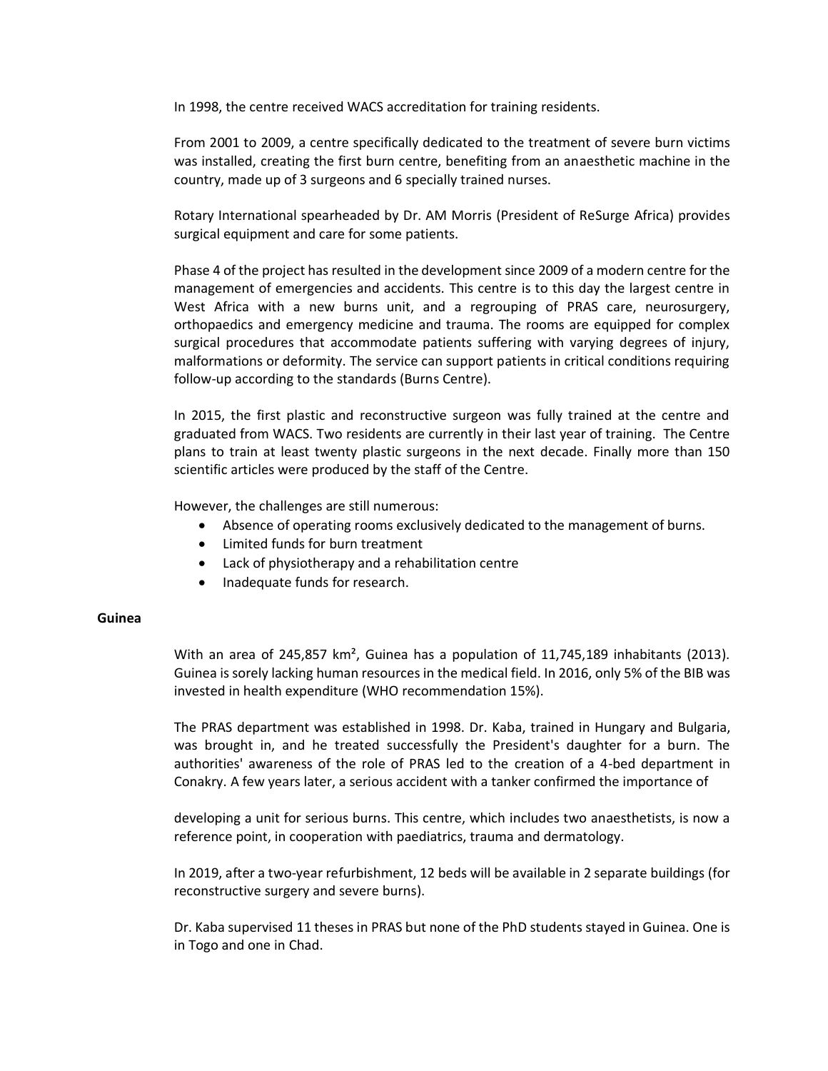In 1998, the centre received WACS accreditation for training residents.

From 2001 to 2009, a centre specifically dedicated to the treatment of severe burn victims was installed, creating the first burn centre, benefiting from an anaesthetic machine in the country, made up of 3 surgeons and 6 specially trained nurses.

Rotary International spearheaded by Dr. AM Morris (President of ReSurge Africa) provides surgical equipment and care for some patients.

Phase 4 of the project has resulted in the development since 2009 of a modern centre for the management of emergencies and accidents. This centre is to this day the largest centre in West Africa with a new burns unit, and a regrouping of PRAS care, neurosurgery, orthopaedics and emergency medicine and trauma. The rooms are equipped for complex surgical procedures that accommodate patients suffering with varying degrees of injury, malformations or deformity. The service can support patients in critical conditions requiring follow-up according to the standards (Burns Centre).

In 2015, the first plastic and reconstructive surgeon was fully trained at the centre and graduated from WACS. Two residents are currently in their last year of training. The Centre plans to train at least twenty plastic surgeons in the next decade. Finally more than 150 scientific articles were produced by the staff of the Centre.

However, the challenges are still numerous:

- Absence of operating rooms exclusively dedicated to the management of burns.
- Limited funds for burn treatment
- Lack of physiotherapy and a rehabilitation centre
- Inadequate funds for research.

**Guinea**

With an area of 245,857 km², Guinea has a population of 11,745,189 inhabitants (2013). Guinea is sorely lacking human resources in the medical field. In 2016, only 5% of the BIB was invested in health expenditure (WHO recommendation 15%).

The PRAS department was established in 1998. Dr. Kaba, trained in Hungary and Bulgaria, was brought in, and he treated successfully the President's daughter for a burn. The authorities' awareness of the role of PRAS led to the creation of a 4-bed department in Conakry. A few years later, a serious accident with a tanker confirmed the importance of developing a unit for serious burns. This centre, which includes two anaesthetists, is now a reference point, in cooperation with paediatrics, trauma and dermatology.

In 2019, after a two-year refurbishment, 12 beds will be available in 2 separate buildings (for reconstructive surgery and severe burns).

Dr. Kaba supervised 11 theses in PRAS but none of the PhD students stayed in Guinea. One is in Togo and one in Chad.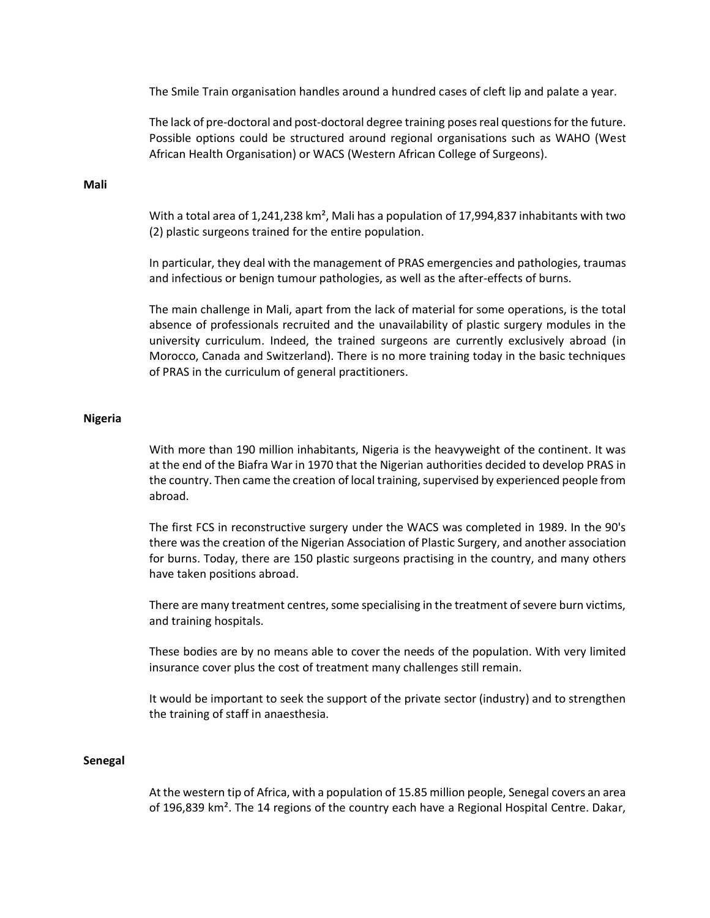The Smile Train organisation handles around a hundred cases of cleft lip and palate a year.

The lack of pre-doctoral and post-doctoral degree training poses real questions for the future. Possible options could be structured around regional organisations such as WAHO (West African Health Organisation) or WACS (Western African College of Surgeons).

**Mali**

With a total area of 1,241,238 km², Mali has a population of 17,994,837 inhabitants with two (2) plastic surgeons trained for the entire population.

In particular, they deal with the management of PRAS emergencies and pathologies, traumas and infectious or benign tumour pathologies, as well as the after-effects of burns.

The main challenge in Mali, apart from the lack of material for some operations, is the total absence of professionals recruited and the unavailability of plastic surgery modules in the university curriculum. Indeed, the trained surgeons are currently exclusively abroad (in Morocco, Canada and Switzerland). There is no more training today in the basic techniques of PRAS in the curriculum of general practitioners.

**Nigeria**

With more than 190 million inhabitants, Nigeria is the heavyweight of the continent. It was at the end of the Biafra War in 1970 that the Nigerian authorities decided to develop PRAS in the country. Then came the creation of local training, supervised by experienced people from abroad.

The first FCS in reconstructive surgery under the WACS was completed in 1989. In the 90's there was the creation of the Nigerian Association of Plastic Surgery, and another association for burns. Today, there are 150 plastic surgeons practising in the country, and many others have taken positions abroad.

There are many treatment centres, some specialising in the treatment of severe burn victims, and training hospitals.

These bodies are by no means able to cover the needs of the population. With very limited insurance cover plus the cost of treatment many challenges still remain.

It would be important to seek the support of the private sector (industry) and to strengthen the training of staff in anaesthesia.

**Senegal**

At the western tip of Africa, with a population of 15.85 million people, Senegal covers an area of 196,839 km². The 14 regions of the country each have a Regional Hospital Centre. Dakar,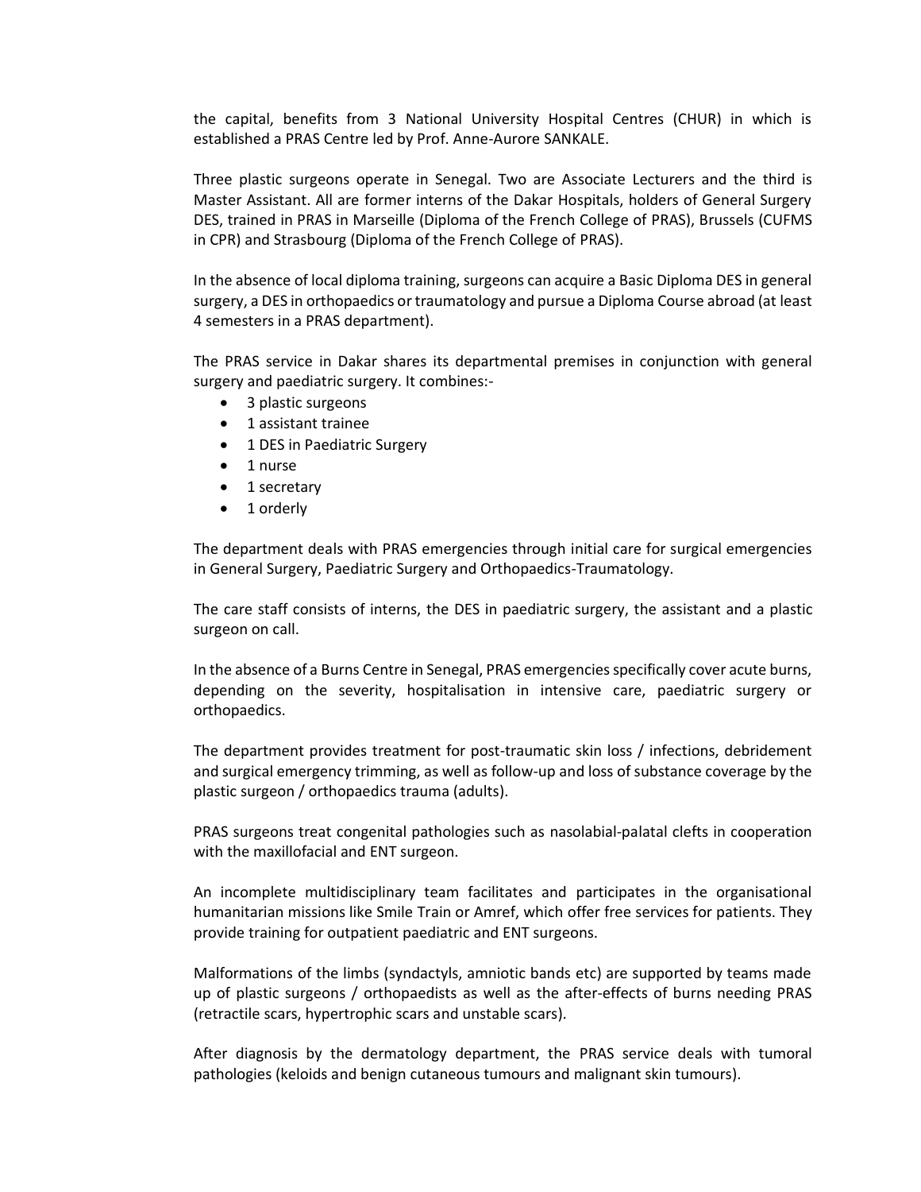the capital, benefits from 3 National University Hospital Centres (CHUR) in which is established a PRAS Centre led by Prof. Anne-Aurore SANKALE.

Three plastic surgeons operate in Senegal. Two are Associate Lecturers and the third is Master Assistant. All are former interns of the Dakar Hospitals, holders of General Surgery DES, trained in PRAS in Marseille (Diploma of the French College of PRAS), Brussels (CUFMS in CPR) and Strasbourg (Diploma of the French College of PRAS).

In the absence of local diploma training, surgeons can acquire a Basic Diploma DES in general surgery, a DES in orthopaedics or traumatology and pursue a Diploma Course abroad (at least 4 semesters in a PRAS department).

The PRAS service in Dakar shares its departmental premises in conjunction with general surgery and paediatric surgery. It combines:-

- 3 plastic surgeons
- 1 assistant trainee
- 1 DES in Paediatric Surgery
- 1 nurse
- 1 secretary
- 1 orderly

The department deals with PRAS emergencies through initial care for surgical emergencies in General Surgery, Paediatric Surgery and Orthopaedics-Traumatology.

The care staff consists of interns, the DES in paediatric surgery, the assistant and a plastic surgeon on call.

In the absence of a Burns Centre in Senegal, PRAS emergencies specifically cover acute burns, depending on the severity, hospitalisation in intensive care, paediatric surgery or orthopaedics.

The department provides treatment for post-traumatic skin loss / infections, debridement and surgical emergency trimming, as well as follow-up and loss of substance coverage by the plastic surgeon / orthopaedics trauma (adults).

PRAS surgeons treat congenital pathologies such as nasolabial-palatal clefts in cooperation with the maxillofacial and ENT surgeon.

An incomplete multidisciplinary team facilitates and participates in the organisational humanitarian missions like Smile Train or Amref, which offer free services for patients. They provide training for outpatient paediatric and ENT surgeons.

Malformations of the limbs (syndactyls, amniotic bands etc) are supported by teams made up of plastic surgeons / orthopaedists as well as the after-effects of burns needing PRAS (retractile scars, hypertrophic scars and unstable scars).

After diagnosis by the dermatology department, the PRAS service deals with tumoral pathologies (keloids and benign cutaneous tumours and malignant skin tumours).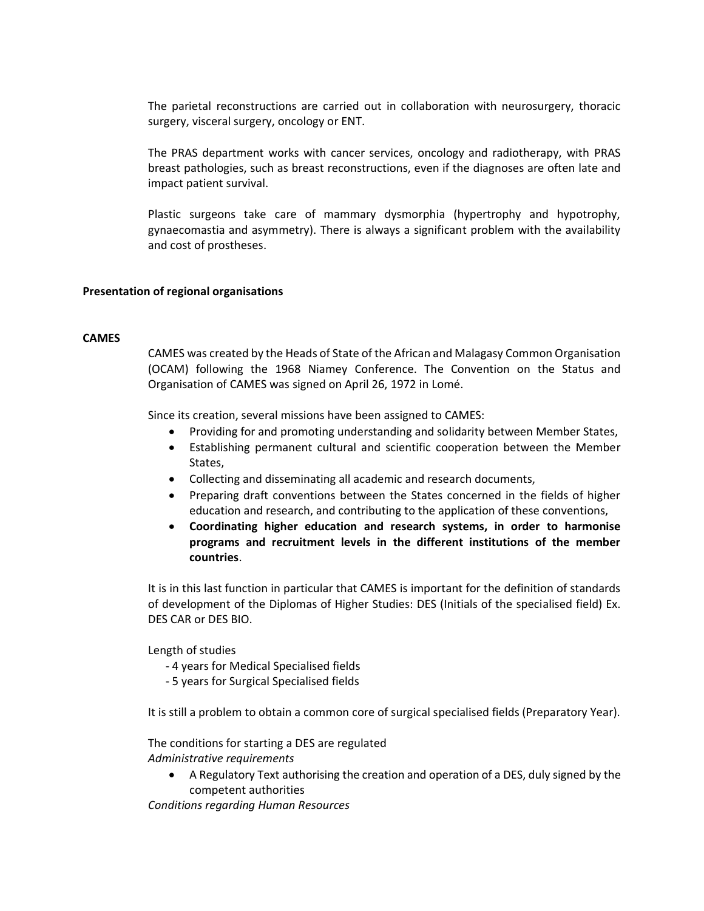The parietal reconstructions are carried out in collaboration with neurosurgery, thoracic surgery, visceral surgery, oncology or ENT.

The PRAS department works with cancer services, oncology and radiotherapy, with PRAS breast pathologies, such as breast reconstructions, even if the diagnoses are often late and impact patient survival.

Plastic surgeons take care of mammary dysmorphia (hypertrophy and hypotrophy, gynaecomastia and asymmetry). There is always a significant problem with the availability and cost of prostheses.

**Presentation of regional organisations**

**CAMES**

CAMES was created by the Heads of State of the African and Malagasy Common Organisation (OCAM) following the 1968 Niamey Conference. The Convention on the Status and Organisation of CAMES was signed on April 26, 1972 in Lomé.

Since its creation, several missions have been assigned to CAMES:

- Providing for and promoting understanding and solidarity between Member States,
- Establishing permanent cultural and scientific cooperation between the Member States,
- Collecting and disseminating all academic and research documents,
- Preparing draft conventions between the States concerned in the fields of higher education and research, and contributing to the application of these conventions,
- **Coordinating higher education and research systems, in order to harmonise programs and recruitment levels in the different institutions of the member countries**.

It is in this last function in particular that CAMES is important for the definition of standards of development of the Diplomas of Higher Studies: DES (Initials of the specialised field) Ex. DES CAR or DES BIO.

Length of studies

- 4 years for Medical Specialised fields
- 5 years for Surgical Specialised fields

It is still a problem to obtain a common core of surgical specialised fields (Preparatory Year).

The conditions for starting a DES are regulated

*Administrative requirements*

- A Regulatory Text authorising the creation and operation of a DES, duly signed by the competent authorities

*Conditions regarding Human Resources*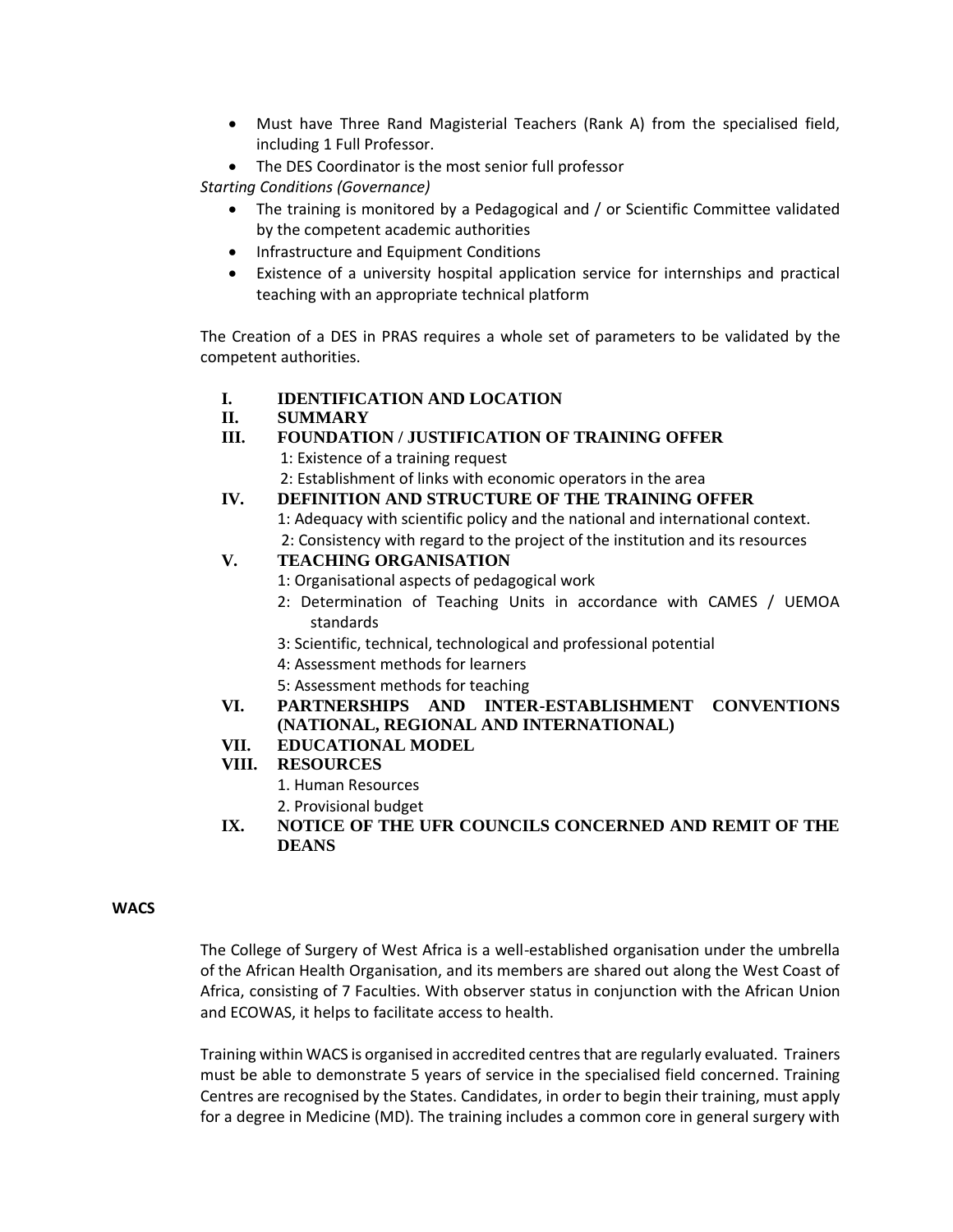- Must have Three Rand Magisterial Teachers (Rank A) from the specialised field, including 1 Full Professor.
- The DES Coordinator is the most senior full professor

*Starting Conditions (Governance)*

- The training is monitored by a Pedagogical and / or Scientific Committee validated by the competent academic authorities
- Infrastructure and Equipment Conditions
- Existence of a university hospital application service for internships and practical teaching with an appropriate technical platform

The Creation of a DES in PRAS requires a whole set of parameters to be validated by the competent authorities.

**I. IDENTIFICATION AND LOCATION**

**II. SUMMARY**

**III. FOUNDATION / JUSTIFICATION OF TRAINING OFFER**

1: Existence of a training request

2: Establishment of links with economic operators in the area

**IV. DEFINITION AND STRUCTURE OF THE TRAINING OFFER**

1: Adequacy with scientific policy and the national and international context.

2: Consistency with regard to the project of the institution and its resources

**V. TEACHING ORGANISATION**

1: Organisational aspects of pedagogical work

2: Determination of Teaching Units in accordance with CAMES / UEMOA standards

3: Scientific, technical, technological and professional potential

4: Assessment methods for learners

5: Assessment methods for teaching

**VI. PARTNERSHIPS AND INTER-ESTABLISHMENT CONVENTIONS (NATIONAL, REGIONAL AND INTERNATIONAL)**

**VII. EDUCATIONAL MODEL**

**VIII. RESOURCES**

1. Human Resources
2. Provisional budget

**IX. NOTICE OF THE UFR COUNCILS CONCERNED AND REMIT OF THE DEANS**

**WACS**

The College of Surgery of West Africa is a well-established organisation under the umbrella of the African Health Organisation, and its members are shared out along the West Coast of Africa, consisting of 7 Faculties. With observer status in conjunction with the African Union and ECOWAS, it helps to facilitate access to health.

Training within WACS is organised in accredited centres that are regularly evaluated. Trainers must be able to demonstrate 5 years of service in the specialised field concerned. Training Centres are recognised by the States. Candidates, in order to begin their training, must apply for a degree in Medicine (MD). The training includes a common core in general surgery with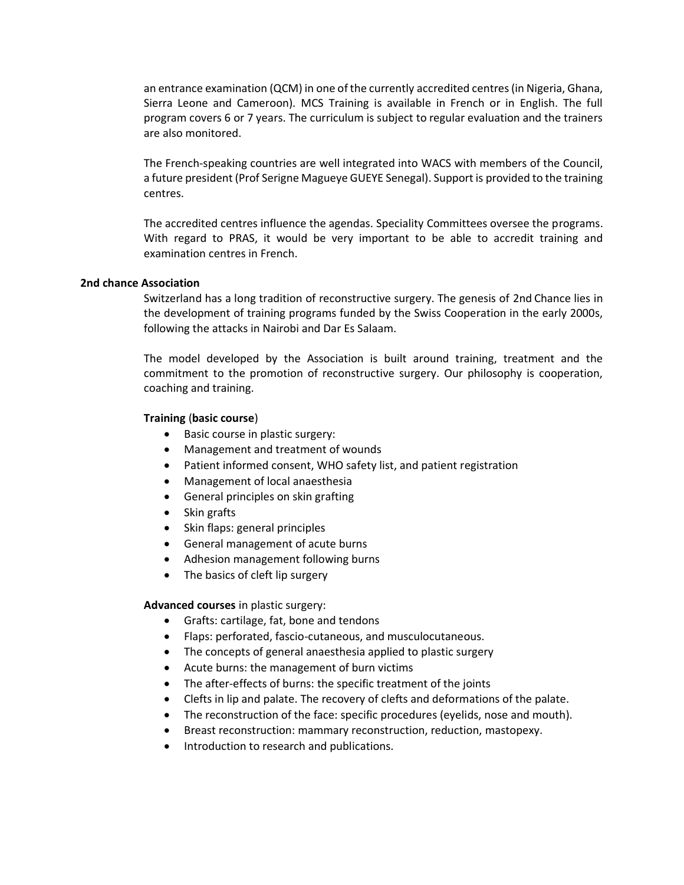an entrance examination (QCM) in one of the currently accredited centres (in Nigeria, Ghana, Sierra Leone and Cameroon). MCS Training is available in French or in English. The full program covers 6 or 7 years. The curriculum is subject to regular evaluation and the trainers are also monitored.

The French-speaking countries are well integrated into WACS with members of the Council, a future president (Prof Serigne Magueye GUEYE Senegal). Support is provided to the training centres.

The accredited centres influence the agendas. Speciality Committees oversee the programs. With regard to PRAS, it would be very important to be able to accredit training and examination centres in French.

**2nd chance Association**

Switzerland has a long tradition of reconstructive surgery. The genesis of 2nd Chance lies in the development of training programs funded by the Swiss Cooperation in the early 2000s, following the attacks in Nairobi and Dar Es Salaam.

The model developed by the Association is built around training, treatment and the commitment to the promotion of reconstructive surgery. Our philosophy is cooperation, coaching and training.

**Training** (**basic course**)

- Basic course in plastic surgery:
- Management and treatment of wounds
- Patient informed consent, WHO safety list, and patient registration
- Management of local anaesthesia
- General principles on skin grafting
- Skin grafts
- Skin flaps: general principles
- General management of acute burns
- Adhesion management following burns
- The basics of cleft lip surgery

**Advanced courses** in plastic surgery:

- Grafts: cartilage, fat, bone and tendons
- Flaps: perforated, fascio-cutaneous, and musculocutaneous.
- The concepts of general anaesthesia applied to plastic surgery
- Acute burns: the management of burn victims
- The after-effects of burns: the specific treatment of the joints
- Clefts in lip and palate. The recovery of clefts and deformations of the palate.
- The reconstruction of the face: specific procedures (eyelids, nose and mouth).
- Breast reconstruction: mammary reconstruction, reduction, mastopexy.
- Introduction to research and publications.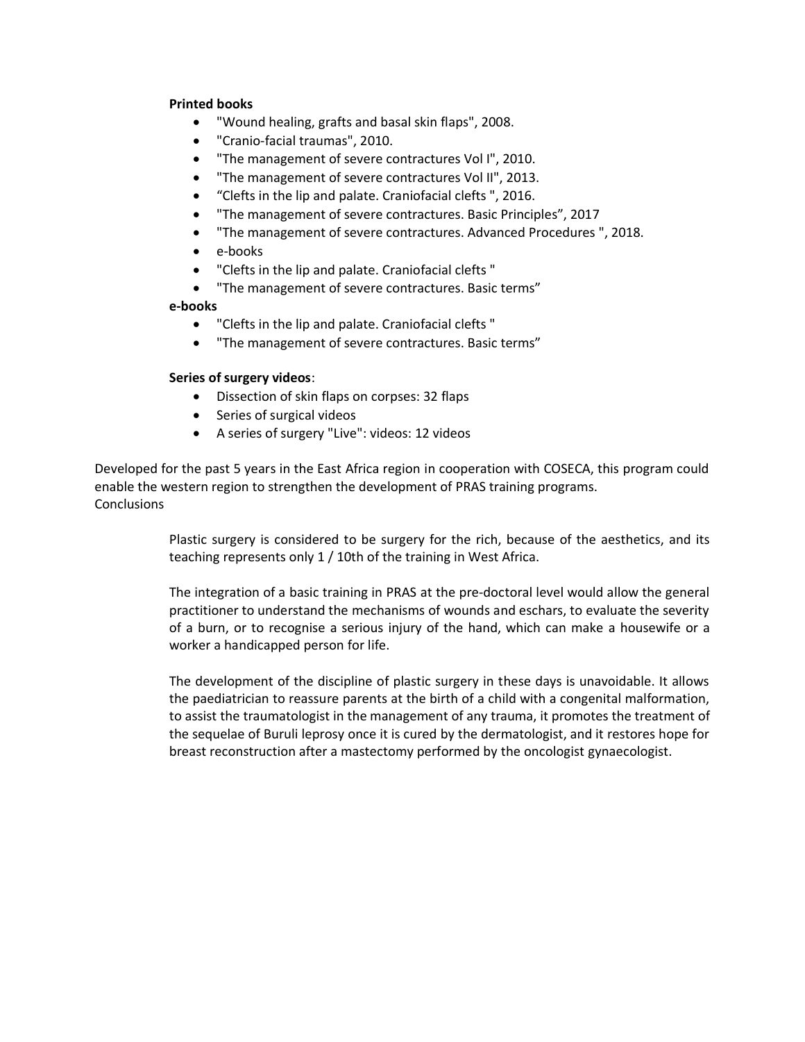**Printed books**

- "Wound healing, grafts and basal skin flaps", 2008.
- "Cranio-facial traumas", 2010.
- "The management of severe contractures Vol I", 2010.
- "The management of severe contractures Vol II", 2013.
- "Clefts in the lip and palate. Craniofacial clefts ", 2016.
- "The management of severe contractures. Basic Principles", 2017
- "The management of severe contractures. Advanced Procedures ", 2018.
- e-books
- "Clefts in the lip and palate. Craniofacial clefts "
- "The management of severe contractures. Basic terms"

**e-books**

- "Clefts in the lip and palate. Craniofacial clefts "
- "The management of severe contractures. Basic terms"

**Series of surgery videos**:

- Dissection of skin flaps on corpses: 32 flaps
- Series of surgical videos
- A series of surgery "Live": videos: 12 videos

Developed for the past 5 years in the East Africa region in cooperation with COSECA, this program could enable the western region to strengthen the development of PRAS training programs.

Conclusions

Plastic surgery is considered to be surgery for the rich, because of the aesthetics, and its teaching represents only 1 / 10th of the training in West Africa.

The integration of a basic training in PRAS at the pre-doctoral level would allow the general practitioner to understand the mechanisms of wounds and eschars, to evaluate the severity of a burn, or to recognise a serious injury of the hand, which can make a housewife or a worker a handicapped person for life.

The development of the discipline of plastic surgery in these days is unavoidable. It allows the paediatrician to reassure parents at the birth of a child with a congenital malformation, to assist the traumatologist in the management of any trauma, it promotes the treatment of the sequelae of Buruli leprosy once it is cured by the dermatologist, and it restores hope for breast reconstruction after a mastectomy performed by the oncologist gynaecologist.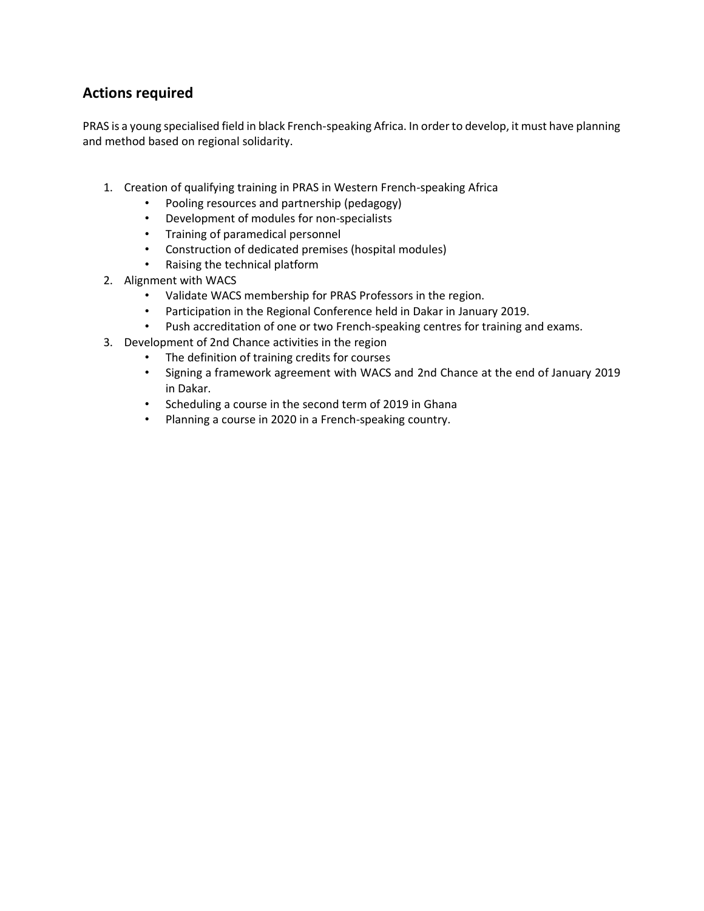## Actions required

PRAS is a young specialised field in black French-speaking Africa. In order to develop, it must have planning and method based on regional solidarity.

1. Creation of qualifying training in PRAS in Western French-speaking Africa
   - Pooling resources and partnership (pedagogy)
   - Development of modules for non-specialists
   - Training of paramedical personnel
   - Construction of dedicated premises (hospital modules)
   - Raising the technical platform
2. Alignment with WACS
   - Validate WACS membership for PRAS Professors in the region.
   - Participation in the Regional Conference held in Dakar in January 2019.
   - Push accreditation of one or two French-speaking centres for training and exams.
3. Development of 2nd Chance activities in the region
   - The definition of training credits for courses
   - Signing a framework agreement with WACS and 2nd Chance at the end of January 2019 in Dakar.
   - Scheduling a course in the second term of 2019 in Ghana
   - Planning a course in 2020 in a French-speaking country.